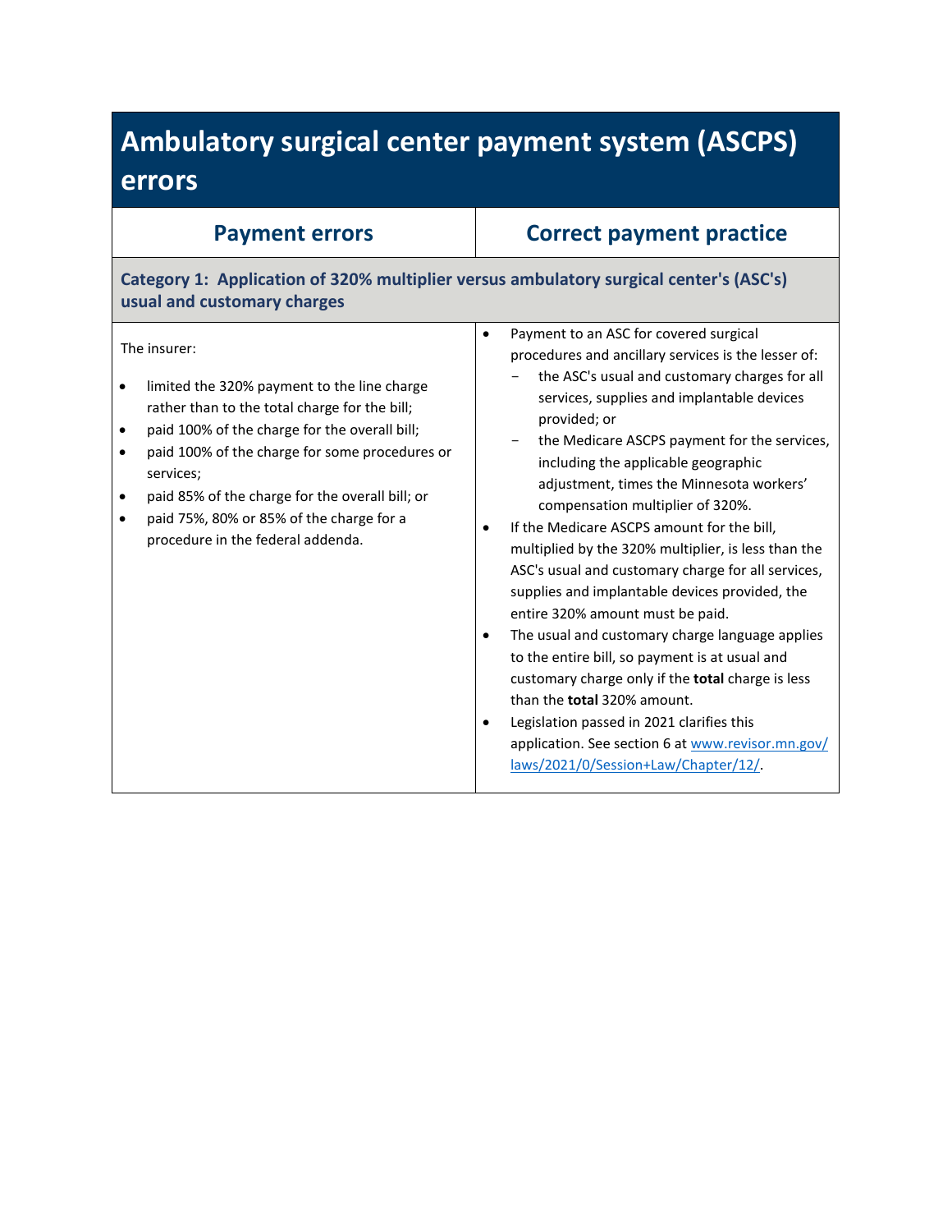# Ambulatory surgical center payment system (ASCPS) errors

| Payment errors | Correct payment practice |
| --- | --- |
| **Category 1: Application of 320% multiplier versus ambulatory surgical center's (ASC's) usual and customary charges** | |
| The insurer:<br><br>• limited the 320% payment to the line charge rather than to the total charge for the bill;<br>• paid 100% of the charge for the overall bill;<br>• paid 100% of the charge for some procedures or services;<br>• paid 85% of the charge for the overall bill; or<br>• paid 75%, 80% or 85% of the charge for a procedure in the federal addenda. | • Payment to an ASC for covered surgical procedures and ancillary services is the lesser of:<br>  − the ASC's usual and customary charges for all services, supplies and implantable devices provided; or<br>  − the Medicare ASCPS payment for the services, including the applicable geographic adjustment, times the Minnesota workers' compensation multiplier of 320%.<br>• If the Medicare ASCPS amount for the bill, multiplied by the 320% multiplier, is less than the ASC's usual and customary charge for all services, supplies and implantable devices provided, the entire 320% amount must be paid.<br>• The usual and customary charge language applies to the entire bill, so payment is at usual and customary charge only if the **total** charge is less than the **total** 320% amount.<br>• Legislation passed in 2021 clarifies this application. See section 6 at [www.revisor.mn.gov/laws/2021/0/Session+Law/Chapter/12/](www.revisor.mn.gov/laws/2021/0/Session+Law/Chapter/12/). |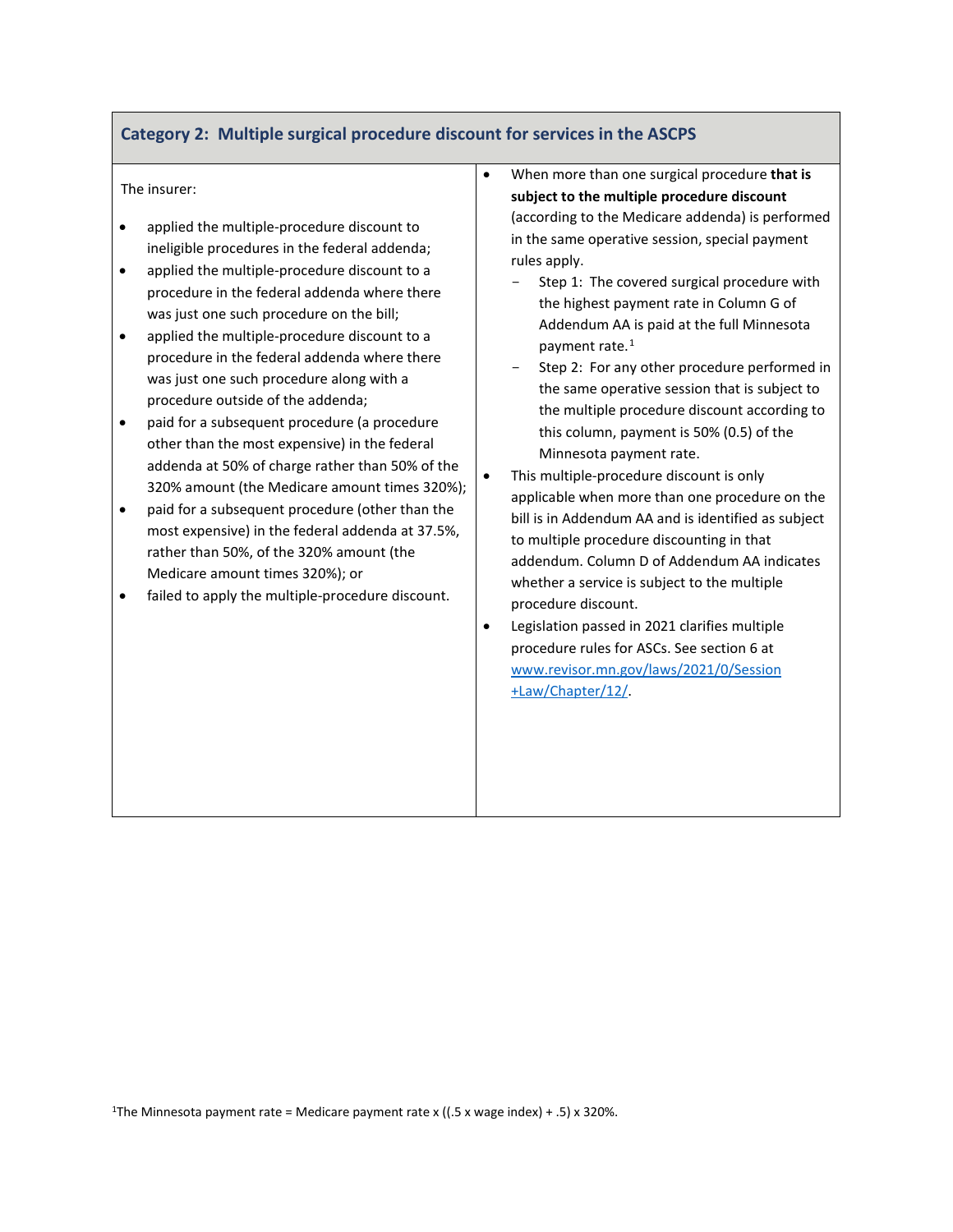| Category 2: Multiple surgical procedure discount for services in the ASCPS | |
|---|---|
| The insurer:<br><br>• applied the multiple-procedure discount to ineligible procedures in the federal addenda;<br>• applied the multiple-procedure discount to a procedure in the federal addenda where there was just one such procedure on the bill;<br>• applied the multiple-procedure discount to a procedure in the federal addenda where there was just one such procedure along with a procedure outside of the addenda;<br>• paid for a subsequent procedure (a procedure other than the most expensive) in the federal addenda at 50% of charge rather than 50% of the 320% amount (the Medicare amount times 320%);<br>• paid for a subsequent procedure (other than the most expensive) in the federal addenda at 37.5%, rather than 50%, of the 320% amount (the Medicare amount times 320%); or<br>• failed to apply the multiple-procedure discount. | • When more than one surgical procedure **that is subject to the multiple procedure discount** (according to the Medicare addenda) is performed in the same operative session, special payment rules apply.<br>  − Step 1: The covered surgical procedure with the highest payment rate in Column G of Addendum AA is paid at the full Minnesota payment rate.[1]<br>  − Step 2: For any other procedure performed in the same operative session that is subject to the multiple procedure discount according to this column, payment is 50% (0.5) of the Minnesota payment rate.<br>• This multiple-procedure discount is only applicable when more than one procedure on the bill is in Addendum AA and is identified as subject to multiple procedure discounting in that addendum. Column D of Addendum AA indicates whether a service is subject to the multiple procedure discount.<br>• Legislation passed in 2021 clarifies multiple procedure rules for ASCs. See section 6 at [www.revisor.mn.gov/laws/2021/0/Session+Law/Chapter/12/](www.revisor.mn.gov/laws/2021/0/Session+Law/Chapter/12/). |

[1]The Minnesota payment rate = Medicare payment rate x ((.5 x wage index) + .5) x 320%.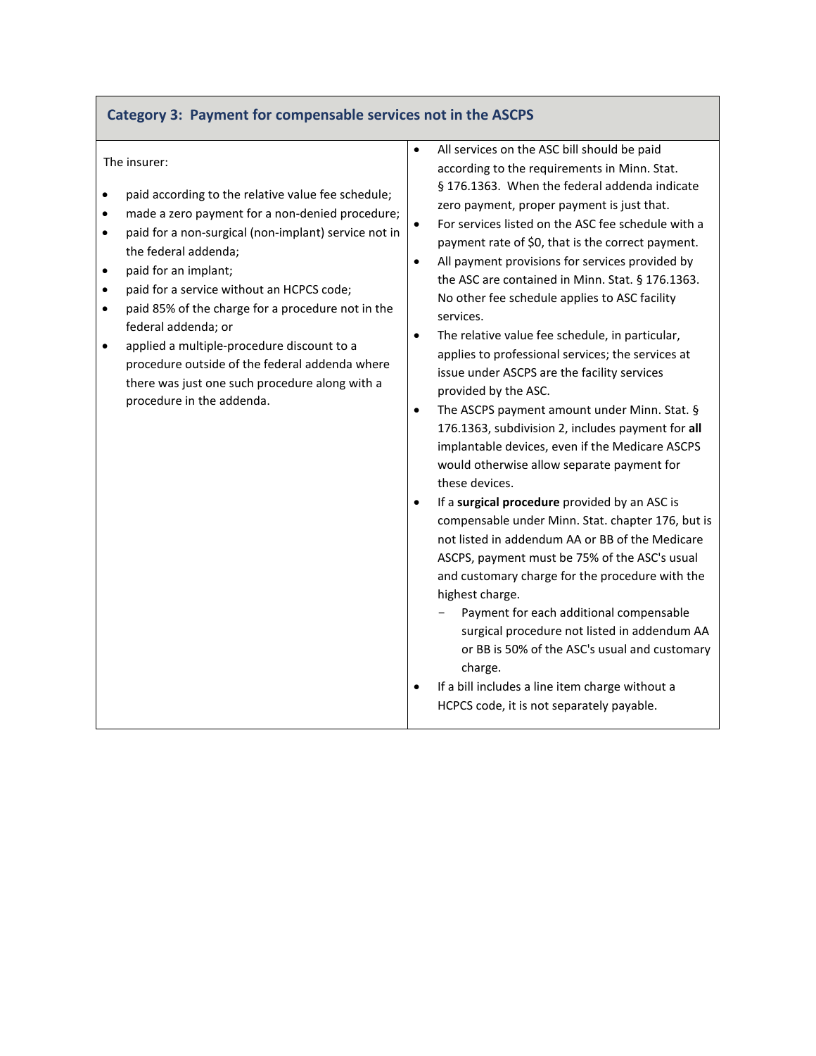| Category 3: Payment for compensable services not in the ASCPS | |
|---|---|
| The insurer:<br><br>• paid according to the relative value fee schedule;<br>• made a zero payment for a non-denied procedure;<br>• paid for a non-surgical (non-implant) service not in the federal addenda;<br>• paid for an implant;<br>• paid for a service without an HCPCS code;<br>• paid 85% of the charge for a procedure not in the federal addenda; or<br>• applied a multiple-procedure discount to a procedure outside of the federal addenda where there was just one such procedure along with a procedure in the addenda. | • All services on the ASC bill should be paid according to the requirements in Minn. Stat. § 176.1363. When the federal addenda indicate zero payment, proper payment is just that.<br>• For services listed on the ASC fee schedule with a payment rate of $0, that is the correct payment.<br>• All payment provisions for services provided by the ASC are contained in Minn. Stat. § 176.1363. No other fee schedule applies to ASC facility services.<br>• The relative value fee schedule, in particular, applies to professional services; the services at issue under ASCPS are the facility services provided by the ASC.<br>• The ASCPS payment amount under Minn. Stat. § 176.1363, subdivision 2, includes payment for **all** implantable devices, even if the Medicare ASCPS would otherwise allow separate payment for these devices.<br>• If a **surgical procedure** provided by an ASC is compensable under Minn. Stat. chapter 176, but is not listed in addendum AA or BB of the Medicare ASCPS, payment must be 75% of the ASC's usual and customary charge for the procedure with the highest charge.<br>  - Payment for each additional compensable surgical procedure not listed in addendum AA or BB is 50% of the ASC's usual and customary charge.<br>• If a bill includes a line item charge without a HCPCS code, it is not separately payable. |